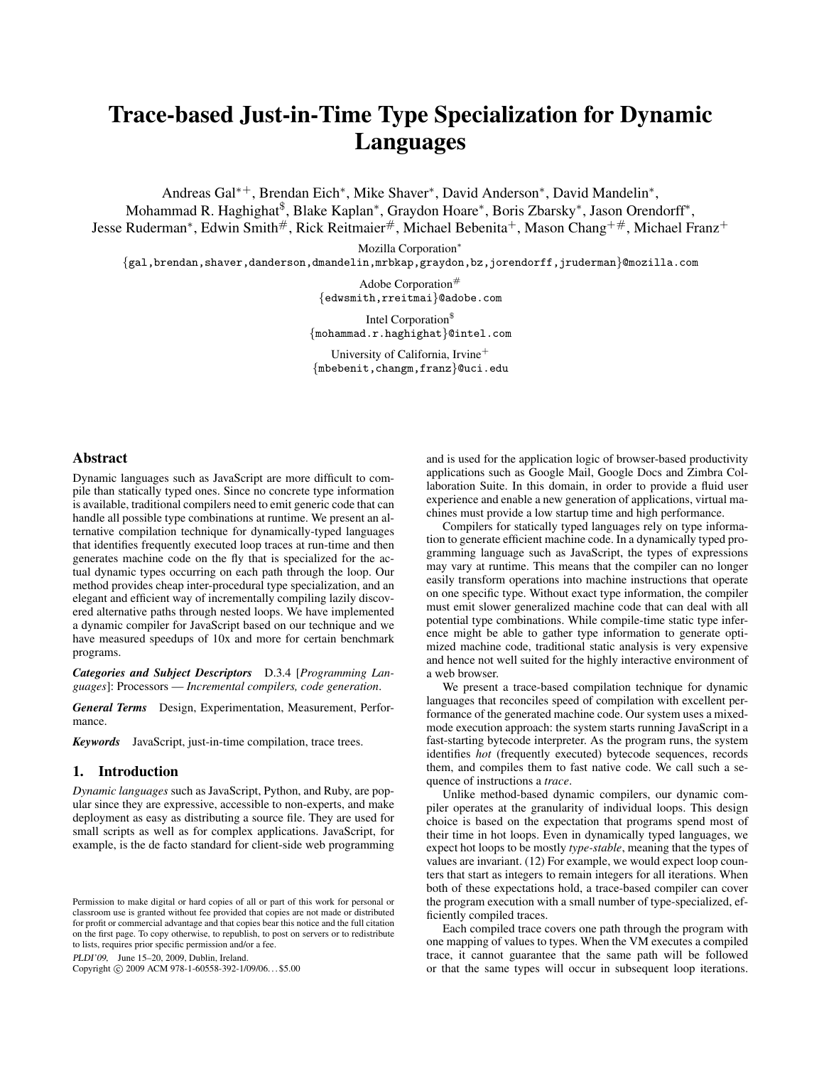# Trace-based Just-in-Time Type Specialization for Dynamic Languages

Andreas Gal[∗+], Brendan Eich[∗], Mike Shaver[∗], David Anderson[∗], David Mandelin[∗], Mohammad R. Haghighat[$], Blake Kaplan[∗], Graydon Hoare[∗], Boris Zbarsky[∗], Jason Orendorff[∗], Jesse Ruderman[∗], Edwin Smith[#], Rick Reitmaier[#], Michael Bebenita[+], Mason Chang[+#], Michael Franz[+]

Mozilla Corporation[∗]
{gal,brendan,shaver,danderson,dmandelin,mrbkap,graydon,bz,jorendorff,jruderman}@mozilla.com

Adobe Corporation[#]
{edwsmith,rreitmai}@adobe.com

Intel Corporation[$]
{mohammad.r.haghighat}@intel.com

University of California, Irvine[+]
{mbebenit,changm,franz}@uci.edu

## Abstract

Dynamic languages such as JavaScript are more difficult to compile than statically typed ones. Since no concrete type information is available, traditional compilers need to emit generic code that can handle all possible type combinations at runtime. We present an alternative compilation technique for dynamically-typed languages that identifies frequently executed loop traces at run-time and then generates machine code on the fly that is specialized for the actual dynamic types occurring on each path through the loop. Our method provides cheap inter-procedural type specialization, and an elegant and efficient way of incrementally compiling lazily discovered alternative paths through nested loops. We have implemented a dynamic compiler for JavaScript based on our technique and we have measured speedups of 10x and more for certain benchmark programs.

***Categories and Subject Descriptors*** D.3.4 [*Programming Languages*]: Processors — *Incremental compilers, code generation*.

***General Terms*** Design, Experimentation, Measurement, Performance.

***Keywords*** JavaScript, just-in-time compilation, trace trees.

## 1. Introduction

*Dynamic languages* such as JavaScript, Python, and Ruby, are popular since they are expressive, accessible to non-experts, and make deployment as easy as distributing a source file. They are used for small scripts as well as for complex applications. JavaScript, for example, is the de facto standard for client-side web programming and is used for the application logic of browser-based productivity applications such as Google Mail, Google Docs and Zimbra Collaboration Suite. In this domain, in order to provide a fluid user experience and enable a new generation of applications, virtual machines must provide a low startup time and high performance.

Compilers for statically typed languages rely on type information to generate efficient machine code. In a dynamically typed programming language such as JavaScript, the types of expressions may vary at runtime. This means that the compiler can no longer easily transform operations into machine instructions that operate on one specific type. Without exact type information, the compiler must emit slower generalized machine code that can deal with all potential type combinations. While compile-time static type inference might be able to gather type information to generate optimized machine code, traditional static analysis is very expensive and hence not well suited for the highly interactive environment of a web browser.

We present a trace-based compilation technique for dynamic languages that reconciles speed of compilation with excellent performance of the generated machine code. Our system uses a mixed-mode execution approach: the system starts running JavaScript in a fast-starting bytecode interpreter. As the program runs, the system identifies *hot* (frequently executed) bytecode sequences, records them, and compiles them to fast native code. We call such a sequence of instructions a *trace*.

Unlike method-based dynamic compilers, our dynamic compiler operates at the granularity of individual loops. This design choice is based on the expectation that programs spend most of their time in hot loops. Even in dynamically typed languages, we expect hot loops to be mostly *type-stable*, meaning that the types of values are invariant. (12) For example, we would expect loop counters that start as integers to remain integers for all iterations. When both of these expectations hold, a trace-based compiler can cover the program execution with a small number of type-specialized, efficiently compiled traces.

Each compiled trace covers one path through the program with one mapping of values to types. When the VM executes a compiled trace, it cannot guarantee that the same path will be followed or that the same types will occur in subsequent loop iterations.

Permission to make digital or hard copies of all or part of this work for personal or classroom use is granted without fee provided that copies are not made or distributed for profit or commercial advantage and that copies bear this notice and the full citation on the first page. To copy otherwise, to republish, to post on servers or to redistribute to lists, requires prior specific permission and/or a fee.

*PLDI'09,* June 15–20, 2009, Dublin, Ireland.
Copyright © 2009 ACM 978-1-60558-392-1/09/06... $5.00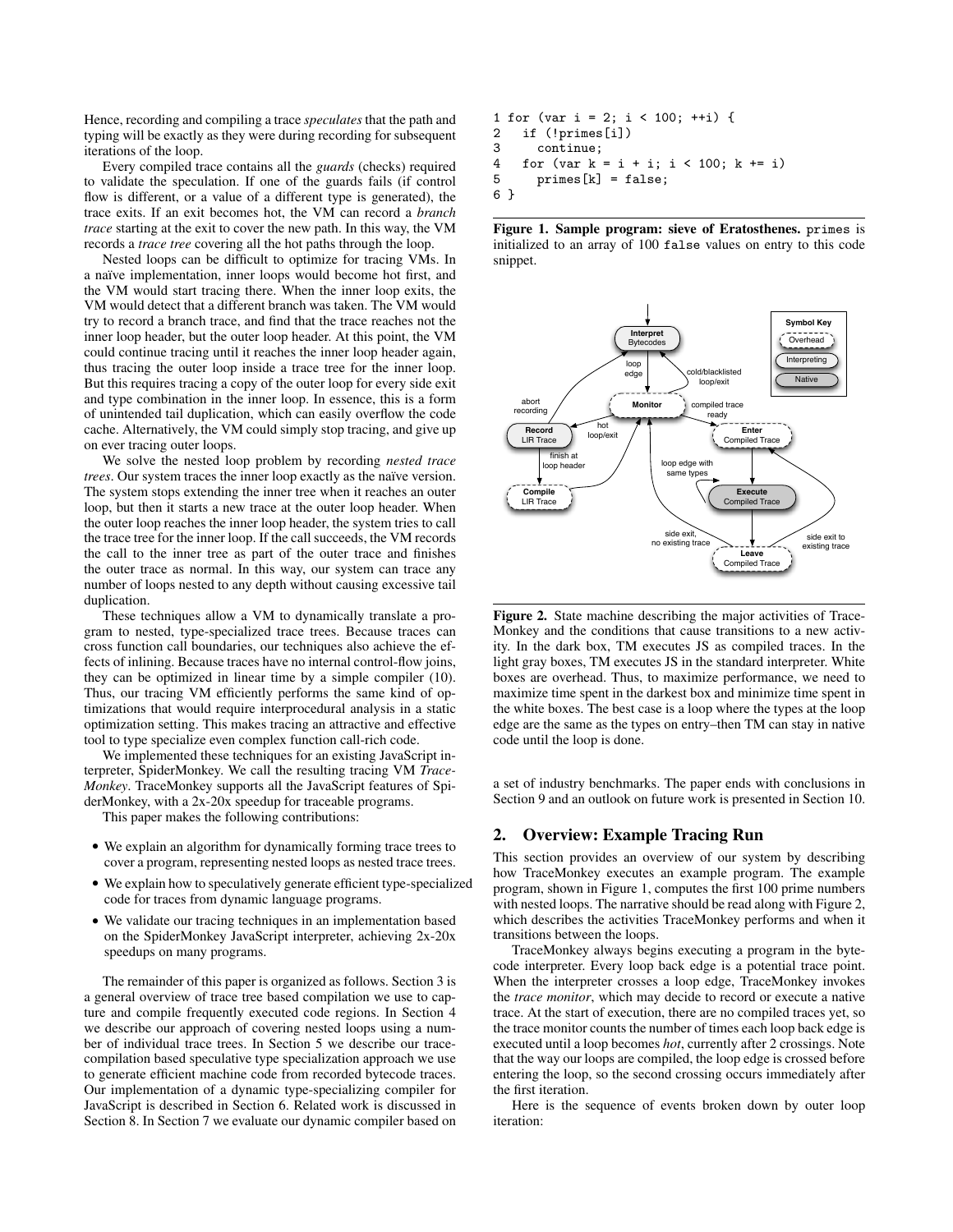Hence, recording and compiling a trace *speculates* that the path and typing will be exactly as they were during recording for subsequent iterations of the loop.

Every compiled trace contains all the *guards* (checks) required to validate the speculation. If one of the guards fails (if control flow is different, or a value of a different type is generated), the trace exits. If an exit becomes hot, the VM can record a *branch trace* starting at the exit to cover the new path. In this way, the VM records a *trace tree* covering all the hot paths through the loop.

Nested loops can be difficult to optimize for tracing VMs. In a naïve implementation, inner loops would become hot first, and the VM would start tracing there. When the inner loop exits, the VM would detect that a different branch was taken. The VM would try to record a branch trace, and find that the trace reaches not the inner loop header, but the outer loop header. At this point, the VM could continue tracing until it reaches the inner loop header again, thus tracing the outer loop inside a trace tree for the inner loop. But this requires tracing a copy of the outer loop for every side exit and type combination in the inner loop. In essence, this is a form of unintended tail duplication, which can easily overflow the code cache. Alternatively, the VM could simply stop tracing, and give up on ever tracing outer loops.

We solve the nested loop problem by recording *nested trace trees*. Our system traces the inner loop exactly as the naïve version. The system stops extending the inner tree when it reaches an outer loop, but then it starts a new trace at the outer loop header. When the outer loop reaches the inner loop header, the system tries to call the trace tree for the inner loop. If the call succeeds, the VM records the call to the inner tree as part of the outer trace and finishes the outer trace as normal. In this way, our system can trace any number of loops nested to any depth without causing excessive tail duplication.

These techniques allow a VM to dynamically translate a program to nested, type-specialized trace trees. Because traces can cross function call boundaries, our techniques also achieve the effects of inlining. Because traces have no internal control-flow joins, they can be optimized in linear time by a simple compiler (10). Thus, our tracing VM efficiently performs the same kind of optimizations that would require interprocedural analysis in a static optimization setting. This makes tracing an attractive and effective tool to type specialize even complex function call-rich code.

We implemented these techniques for an existing JavaScript interpreter, SpiderMonkey. We call the resulting tracing VM *TraceMonkey*. TraceMonkey supports all the JavaScript features of SpiderMonkey, with a 2x-20x speedup for traceable programs.

This paper makes the following contributions:

- We explain an algorithm for dynamically forming trace trees to cover a program, representing nested loops as nested trace trees.
- We explain how to speculatively generate efficient type-specialized code for traces from dynamic language programs.
- We validate our tracing techniques in an implementation based on the SpiderMonkey JavaScript interpreter, achieving 2x-20x speedups on many programs.

The remainder of this paper is organized as follows. Section 3 is a general overview of trace tree based compilation we use to capture and compile frequently executed code regions. In Section 4 we describe our approach of covering nested loops using a number of individual trace trees. In Section 5 we describe our trace-compilation based speculative type specialization approach we use to generate efficient machine code from recorded bytecode traces. Our implementation of a dynamic type-specializing compiler for JavaScript is described in Section 6. Related work is discussed in Section 8. In Section 7 we evaluate our dynamic compiler based on a set of industry benchmarks. The paper ends with conclusions in Section 9 and an outlook on future work is presented in Section 10.

```
1 for (var i = 2; i < 100; ++i) {
2   if (!primes[i])
3     continue;
4   for (var k = i + i; i < 100; k += i)
5     primes[k] = false;
6 }
```

**Figure 1. Sample program: sieve of Eratosthenes.** `primes` is initialized to an array of 100 `false` values on entry to this code snippet.

**Figure 2.** State machine describing the major activities of TraceMonkey and the conditions that cause transitions to a new activity. In the dark box, TM executes JS as compiled traces. In the light gray boxes, TM executes JS in the standard interpreter. White boxes are overhead. Thus, to maximize performance, we need to maximize time spent in the darkest box and minimize time spent in the white boxes. The best case is a loop where the types at the loop edge are the same as the types on entry–then TM can stay in native code until the loop is done.

## 2. Overview: Example Tracing Run

This section provides an overview of our system by describing how TraceMonkey executes an example program. The example program, shown in Figure 1, computes the first 100 prime numbers with nested loops. The narrative should be read along with Figure 2, which describes the activities TraceMonkey performs and when it transitions between the loops.

TraceMonkey always begins executing a program in the bytecode interpreter. Every loop back edge is a potential trace point. When the interpreter crosses a loop edge, TraceMonkey invokes the *trace monitor*, which may decide to record or execute a native trace. At the start of execution, there are no compiled traces yet, so the trace monitor counts the number of times each loop back edge is executed until a loop becomes *hot*, currently after 2 crossings. Note that the way our loops are compiled, the loop edge is crossed before entering the loop, so the second crossing occurs immediately after the first iteration.

Here is the sequence of events broken down by outer loop iteration: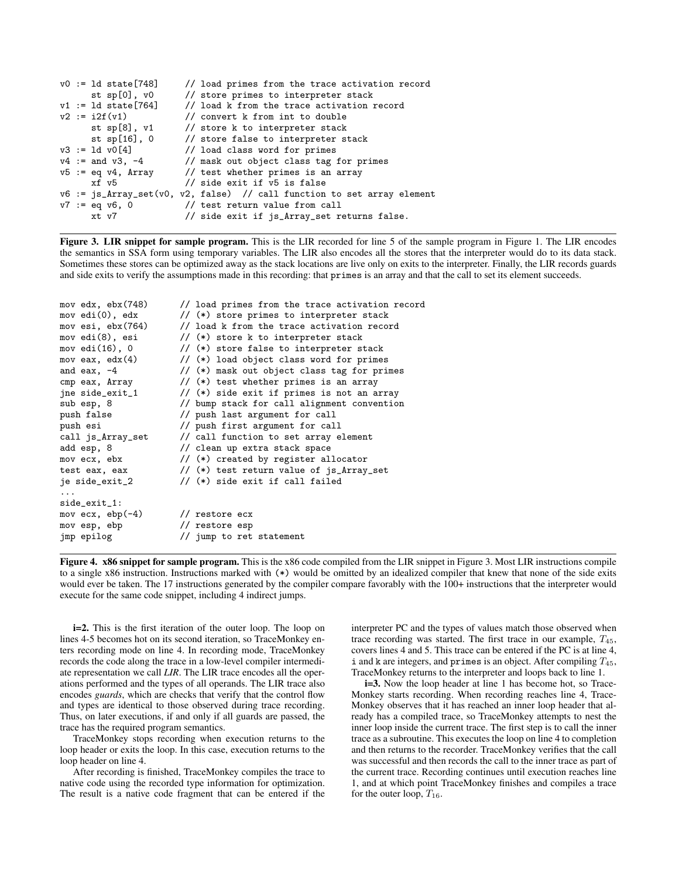```
v0 := ld state[748]      // load primes from the trace activation record
      st sp[0], v0       // store primes to interpreter stack
v1 := ld state[764]      // load k from the trace activation record
v2 := i2f(v1)            // convert k from int to double
      st sp[8], v1       // store k to interpreter stack
      st sp[16], 0       // store false to interpreter stack
v3 := ld v0[4]           // load class word for primes
v4 := and v3, -4         // mask out object class tag for primes
v5 := eq v4, Array       // test whether primes is an array
      xf v5              // side exit if v5 is false
v6 := js_Array_set(v0, v2, false)  // call function to set array element
v7 := eq v6, 0           // test return value from call
      xt v7              // side exit if js_Array_set returns false.
```

**Figure 3. LIR snippet for sample program.** This is the LIR recorded for line 5 of the sample program in Figure 1. The LIR encodes the semantics in SSA form using temporary variables. The LIR also encodes all the stores that the interpreter would do to its data stack. Sometimes these stores can be optimized away as the stack locations are live only on exits to the interpreter. Finally, the LIR records guards and side exits to verify the assumptions made in this recording: that `primes` is an array and that the call to set its element succeeds.

```
mov edx, ebx(748)       // load primes from the trace activation record
mov edi(0), edx         // (*) store primes to interpreter stack
mov esi, ebx(764)       // load k from the trace activation record
mov edi(8), esi         // (*) store k to interpreter stack
mov edi(16), 0          // (*) store false to interpreter stack
mov eax, edx(4)         // (*) load object class word for primes
and eax, -4             // (*) mask out object class tag for primes
cmp eax, Array          // (*) test whether primes is an array
jne side_exit_1         // (*) side exit if primes is not an array
sub esp, 8              // bump stack for call alignment convention
push false              // push last argument for call
push esi                // push first argument for call
call js_Array_set       // call function to set array element
add esp, 8              // clean up extra stack space
mov ecx, ebx            // (*) created by register allocator
test eax, eax           // (*) test return value of js_Array_set
je side_exit_2          // (*) side exit if call failed
...
side_exit_1:
mov ecx, ebp(-4)        // restore ecx
mov esp, ebp            // restore esp
jmp epilog              // jump to ret statement
```

**Figure 4. x86 snippet for sample program.** This is the x86 code compiled from the LIR snippet in Figure 3. Most LIR instructions compile to a single x86 instruction. Instructions marked with `(*)` would be omitted by an idealized compiler that knew that none of the side exits would ever be taken. The 17 instructions generated by the compiler compare favorably with the 100+ instructions that the interpreter would execute for the same code snippet, including 4 indirect jumps.

**i=2.** This is the first iteration of the outer loop. The loop on lines 4-5 becomes hot on its second iteration, so TraceMonkey enters recording mode on line 4. In recording mode, TraceMonkey records the code along the trace in a low-level compiler intermediate representation we call *LIR*. The LIR trace encodes all the operations performed and the types of all operands. The LIR trace also encodes *guards*, which are checks that verify that the control flow and types are identical to those observed during trace recording. Thus, on later executions, if and only if all guards are passed, the trace has the required program semantics.

TraceMonkey stops recording when execution returns to the loop header or exits the loop. In this case, execution returns to the loop header on line 4.

After recording is finished, TraceMonkey compiles the trace to native code using the recorded type information for optimization. The result is a native code fragment that can be entered if the interpreter PC and the types of values match those observed when trace recording was started. The first trace in our example, $T_{45}$, covers lines 4 and 5. This trace can be entered if the PC is at line 4, `i` and `k` are integers, and `primes` is an object. After compiling $T_{45}$, TraceMonkey returns to the interpreter and loops back to line 1.

**i=3.** Now the loop header at line 1 has become hot, so TraceMonkey starts recording. When recording reaches line 4, TraceMonkey observes that it has reached an inner loop header that already has a compiled trace, so TraceMonkey attempts to nest the inner loop inside the current trace. The first step is to call the inner trace as a subroutine. This executes the loop on line 4 to completion and then returns to the recorder. TraceMonkey verifies that the call was successful and then records the call to the inner trace as part of the current trace. Recording continues until execution reaches line 1, and at which point TraceMonkey finishes and compiles a trace for the outer loop, $T_{16}$.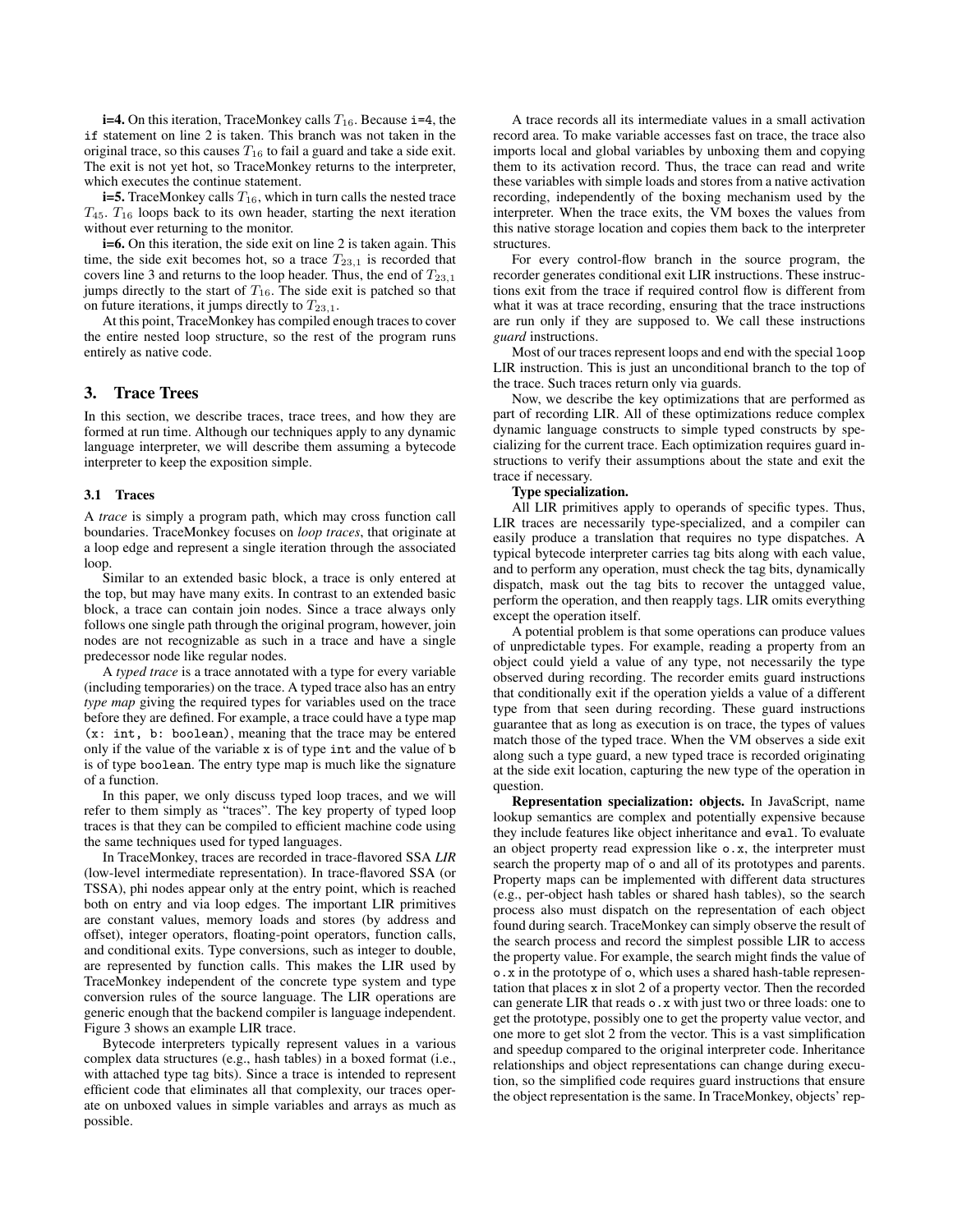**i=4.** On this iteration, TraceMonkey calls $T_{16}$. Because `i=4`, the `if` statement on line 2 is taken. This branch was not taken in the original trace, so this causes $T_{16}$ to fail a guard and take a side exit. The exit is not yet hot, so TraceMonkey returns to the interpreter, which executes the continue statement.

**i=5.** TraceMonkey calls $T_{16}$, which in turn calls the nested trace $T_{45}$. $T_{16}$ loops back to its own header, starting the next iteration without ever returning to the monitor.

**i=6.** On this iteration, the side exit on line 2 is taken again. This time, the side exit becomes hot, so a trace $T_{23,1}$ is recorded that covers line 3 and returns to the loop header. Thus, the end of $T_{23,1}$ jumps directly to the start of $T_{16}$. The side exit is patched so that on future iterations, it jumps directly to $T_{23,1}$.

At this point, TraceMonkey has compiled enough traces to cover the entire nested loop structure, so the rest of the program runs entirely as native code.

## 3. Trace Trees

In this section, we describe traces, trace trees, and how they are formed at run time. Although our techniques apply to any dynamic language interpreter, we will describe them assuming a bytecode interpreter to keep the exposition simple.

### 3.1 Traces

A *trace* is simply a program path, which may cross function call boundaries. TraceMonkey focuses on *loop traces*, that originate at a loop edge and represent a single iteration through the associated loop.

Similar to an extended basic block, a trace is only entered at the top, but may have many exits. In contrast to an extended basic block, a trace can contain join nodes. Since a trace always only follows one single path through the original program, however, join nodes are not recognizable as such in a trace and have a single predecessor node like regular nodes.

A *typed trace* is a trace annotated with a type for every variable (including temporaries) on the trace. A typed trace also has an entry *type map* giving the required types for variables used on the trace before they are defined. For example, a trace could have a type map `(x: int, b: boolean)`, meaning that the trace may be entered only if the value of the variable `x` is of type `int` and the value of `b` is of type `boolean`. The entry type map is much like the signature of a function.

In this paper, we only discuss typed loop traces, and we will refer to them simply as "traces". The key property of typed loop traces is that they can be compiled to efficient machine code using the same techniques used for typed languages.

In TraceMonkey, traces are recorded in trace-flavored SSA *LIR* (low-level intermediate representation). In trace-flavored SSA (or TSSA), phi nodes appear only at the entry point, which is reached both on entry and via loop edges. The important LIR primitives are constant values, memory loads and stores (by address and offset), integer operators, floating-point operators, function calls, and conditional exits. Type conversions, such as integer to double, are represented by function calls. This makes the LIR used by TraceMonkey independent of the concrete type system and type conversion rules of the source language. The LIR operations are generic enough that the backend compiler is language independent. Figure 3 shows an example LIR trace.

Bytecode interpreters typically represent values in a various complex data structures (e.g., hash tables) in a boxed format (i.e., with attached type tag bits). Since a trace is intended to represent efficient code that eliminates all that complexity, our traces operate on unboxed values in simple variables and arrays as much as possible.

A trace records all its intermediate values in a small activation record area. To make variable accesses fast on trace, the trace also imports local and global variables by unboxing them and copying them to its activation record. Thus, the trace can read and write these variables with simple loads and stores from a native activation recording, independently of the boxing mechanism used by the interpreter. When the trace exits, the VM boxes the values from this native storage location and copies them back to the interpreter structures.

For every control-flow branch in the source program, the recorder generates conditional exit LIR instructions. These instructions exit from the trace if required control flow is different from what it was at trace recording, ensuring that the trace instructions are run only if they are supposed to. We call these instructions *guard* instructions.

Most of our traces represent loops and end with the special `loop` LIR instruction. This is just an unconditional branch to the top of the trace. Such traces return only via guards.

Now, we describe the key optimizations that are performed as part of recording LIR. All of these optimizations reduce complex dynamic language constructs to simple typed constructs by specializing for the current trace. Each optimization requires guard instructions to verify their assumptions about the state and exit the trace if necessary.

**Type specialization.**

All LIR primitives apply to operands of specific types. Thus, LIR traces are necessarily type-specialized, and a compiler can easily produce a translation that requires no type dispatches. A typical bytecode interpreter carries tag bits along with each value, and to perform any operation, must check the tag bits, dynamically dispatch, mask out the tag bits to recover the untagged value, perform the operation, and then reapply tags. LIR omits everything except the operation itself.

A potential problem is that some operations can produce values of unpredictable types. For example, reading a property from an object could yield a value of any type, not necessarily the type observed during recording. The recorder emits guard instructions that conditionally exit if the operation yields a value of a different type from that seen during recording. These guard instructions guarantee that as long as execution is on trace, the types of values match those of the typed trace. When the VM observes a side exit along such a type guard, a new typed trace is recorded originating at the side exit location, capturing the new type of the operation in question.

**Representation specialization: objects.** In JavaScript, name lookup semantics are complex and potentially expensive because they include features like object inheritance and `eval`. To evaluate an object property read expression like `o.x`, the interpreter must search the property map of `o` and all of its prototypes and parents. Property maps can be implemented with different data structures (e.g., per-object hash tables or shared hash tables), so the search process also must dispatch on the representation of each object found during search. TraceMonkey can simply observe the result of the search process and record the simplest possible LIR to access the property value. For example, the search might finds the value of `o.x` in the prototype of `o`, which uses a shared hash-table representation that places `x` in slot 2 of a property vector. Then the recorded can generate LIR that reads `o.x` with just two or three loads: one to get the prototype, possibly one to get the property value vector, and one more to get slot 2 from the vector. This is a vast simplification and speedup compared to the original interpreter code. Inheritance relationships and object representations can change during execution, so the simplified code requires guard instructions that ensure the object representation is the same. In TraceMonkey, objects' rep-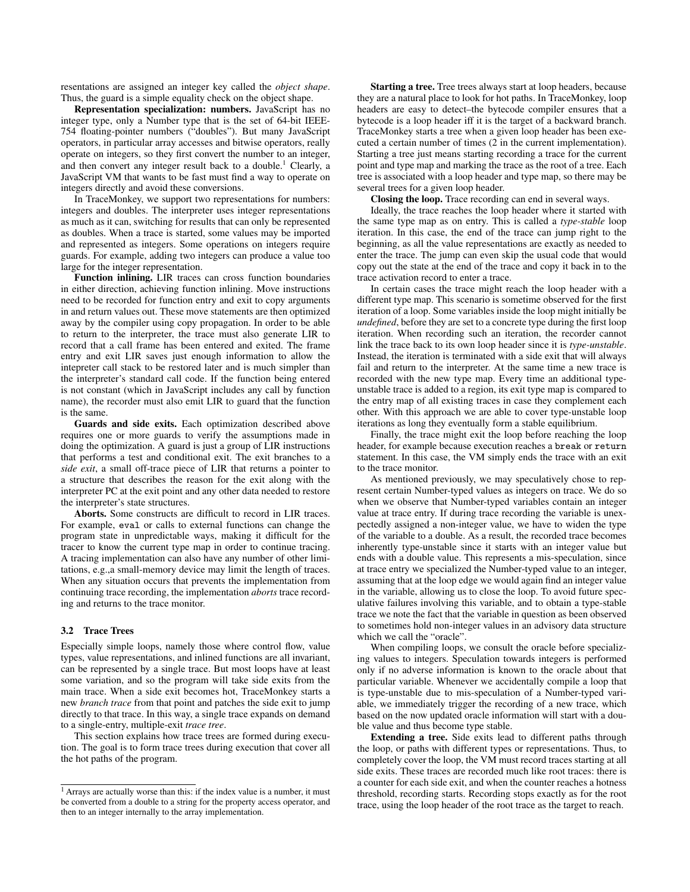resentations are assigned an integer key called the *object shape*. Thus, the guard is a simple equality check on the object shape.

**Representation specialization: numbers.** JavaScript has no integer type, only a Number type that is the set of 64-bit IEEE-754 floating-pointer numbers ("doubles"). But many JavaScript operators, in particular array accesses and bitwise operators, really operate on integers, so they first convert the number to an integer, and then convert any integer result back to a double.[1] Clearly, a JavaScript VM that wants to be fast must find a way to operate on integers directly and avoid these conversions.

In TraceMonkey, we support two representations for numbers: integers and doubles. The interpreter uses integer representations as much as it can, switching for results that can only be represented as doubles. When a trace is started, some values may be imported and represented as integers. Some operations on integers require guards. For example, adding two integers can produce a value too large for the integer representation.

**Function inlining.** LIR traces can cross function boundaries in either direction, achieving function inlining. Move instructions need to be recorded for function entry and exit to copy arguments in and return values out. These move statements are then optimized away by the compiler using copy propagation. In order to be able to return to the interpreter, the trace must also generate LIR to record that a call frame has been entered and exited. The frame entry and exit LIR saves just enough information to allow the intepreter call stack to be restored later and is much simpler than the interpreter's standard call code. If the function being entered is not constant (which in JavaScript includes any call by function name), the recorder must also emit LIR to guard that the function is the same.

**Guards and side exits.** Each optimization described above requires one or more guards to verify the assumptions made in doing the optimization. A guard is just a group of LIR instructions that performs a test and conditional exit. The exit branches to a *side exit*, a small off-trace piece of LIR that returns a pointer to a structure that describes the reason for the exit along with the interpreter PC at the exit point and any other data needed to restore the interpreter's state structures.

**Aborts.** Some constructs are difficult to record in LIR traces. For example, `eval` or calls to external functions can change the program state in unpredictable ways, making it difficult for the tracer to know the current type map in order to continue tracing. A tracing implementation can also have any number of other limitations, e.g.,a small-memory device may limit the length of traces. When any situation occurs that prevents the implementation from continuing trace recording, the implementation *aborts* trace recording and returns to the trace monitor.

### 3.2 Trace Trees

Especially simple loops, namely those where control flow, value types, value representations, and inlined functions are all invariant, can be represented by a single trace. But most loops have at least some variation, and so the program will take side exits from the main trace. When a side exit becomes hot, TraceMonkey starts a new *branch trace* from that point and patches the side exit to jump directly to that trace. In this way, a single trace expands on demand to a single-entry, multiple-exit *trace tree*.

This section explains how trace trees are formed during execution. The goal is to form trace trees during execution that cover all the hot paths of the program.

[1] Arrays are actually worse than this: if the index value is a number, it must be converted from a double to a string for the property access operator, and then to an integer internally to the array implementation.

**Starting a tree.** Tree trees always start at loop headers, because they are a natural place to look for hot paths. In TraceMonkey, loop headers are easy to detect–the bytecode compiler ensures that a bytecode is a loop header iff it is the target of a backward branch. TraceMonkey starts a tree when a given loop header has been executed a certain number of times (2 in the current implementation). Starting a tree just means starting recording a trace for the current point and type map and marking the trace as the root of a tree. Each tree is associated with a loop header and type map, so there may be several trees for a given loop header.

**Closing the loop.** Trace recording can end in several ways.

Ideally, the trace reaches the loop header where it started with the same type map as on entry. This is called a *type-stable* loop iteration. In this case, the end of the trace can jump right to the beginning, as all the value representations are exactly as needed to enter the trace. The jump can even skip the usual code that would copy out the state at the end of the trace and copy it back in to the trace activation record to enter a trace.

In certain cases the trace might reach the loop header with a different type map. This scenario is sometime observed for the first iteration of a loop. Some variables inside the loop might initially be *undefined*, before they are set to a concrete type during the first loop iteration. When recording such an iteration, the recorder cannot link the trace back to its own loop header since it is *type-unstable*. Instead, the iteration is terminated with a side exit that will always fail and return to the interpreter. At the same time a new trace is recorded with the new type map. Every time an additional type-unstable trace is added to a region, its exit type map is compared to the entry map of all existing traces in case they complement each other. With this approach we are able to cover type-unstable loop iterations as long they eventually form a stable equilibrium.

Finally, the trace might exit the loop before reaching the loop header, for example because execution reaches a `break` or `return` statement. In this case, the VM simply ends the trace with an exit to the trace monitor.

As mentioned previously, we may speculatively chose to represent certain Number-typed values as integers on trace. We do so when we observe that Number-typed variables contain an integer value at trace entry. If during trace recording the variable is unexpectedly assigned a non-integer value, we have to widen the type of the variable to a double. As a result, the recorded trace becomes inherently type-unstable since it starts with an integer value but ends with a double value. This represents a mis-speculation, since at trace entry we specialized the Number-typed value to an integer, assuming that at the loop edge we would again find an integer value in the variable, allowing us to close the loop. To avoid future speculative failures involving this variable, and to obtain a type-stable trace we note the fact that the variable in question as been observed to sometimes hold non-integer values in an advisory data structure which we call the "oracle".

When compiling loops, we consult the oracle before specializing values to integers. Speculation towards integers is performed only if no adverse information is known to the oracle about that particular variable. Whenever we accidentally compile a loop that is type-unstable due to mis-speculation of a Number-typed variable, we immediately trigger the recording of a new trace, which based on the now updated oracle information will start with a double value and thus become type stable.

**Extending a tree.** Side exits lead to different paths through the loop, or paths with different types or representations. Thus, to completely cover the loop, the VM must record traces starting at all side exits. These traces are recorded much like root traces: there is a counter for each side exit, and when the counter reaches a hotness threshold, recording starts. Recording stops exactly as for the root trace, using the loop header of the root trace as the target to reach.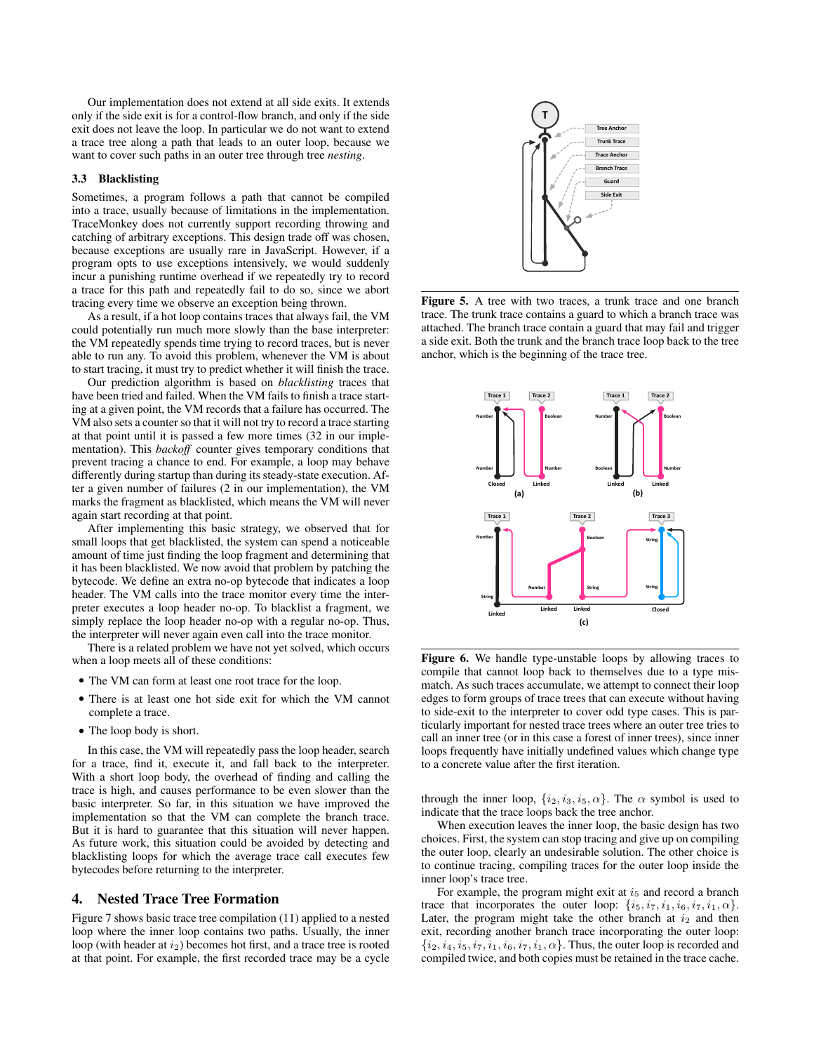Our implementation does not extend at all side exits. It extends only if the side exit is for a control-flow branch, and only if the side exit does not leave the loop. In particular we do not want to extend a trace tree along a path that leads to an outer loop, because we want to cover such paths in an outer tree through tree *nesting*.

### 3.3 Blacklisting

Sometimes, a program follows a path that cannot be compiled into a trace, usually because of limitations in the implementation. TraceMonkey does not currently support recording throwing and catching of arbitrary exceptions. This design trade off was chosen, because exceptions are usually rare in JavaScript. However, if a program opts to use exceptions intensively, we would suddenly incur a punishing runtime overhead if we repeatedly try to record a trace for this path and repeatedly fail to do so, since we abort tracing every time we observe an exception being thrown.

As a result, if a hot loop contains traces that always fail, the VM could potentially run much more slowly than the base interpreter: the VM repeatedly spends time trying to record traces, but is never able to run any. To avoid this problem, whenever the VM is about to start tracing, it must try to predict whether it will finish the trace.

Our prediction algorithm is based on *blacklisting* traces that have been tried and failed. When the VM fails to finish a trace starting at a given point, the VM records that a failure has occurred. The VM also sets a counter so that it will not try to record a trace starting at that point until it is passed a few more times (32 in our implementation). This *backoff* counter gives temporary conditions that prevent tracing a chance to end. For example, a loop may behave differently during startup than during its steady-state execution. After a given number of failures (2 in our implementation), the VM marks the fragment as blacklisted, which means the VM will never again start recording at that point.

After implementing this basic strategy, we observed that for small loops that get blacklisted, the system can spend a noticeable amount of time just finding the loop fragment and determining that it has been blacklisted. We now avoid that problem by patching the bytecode. We define an extra no-op bytecode that indicates a loop header. The VM calls into the trace monitor every time the interpreter executes a loop header no-op. To blacklist a fragment, we simply replace the loop header no-op with a regular no-op. Thus, the interpreter will never again even call into the trace monitor.

There is a related problem we have not yet solved, which occurs when a loop meets all of these conditions:

- The VM can form at least one root trace for the loop.
- There is at least one hot side exit for which the VM cannot complete a trace.
- The loop body is short.

In this case, the VM will repeatedly pass the loop header, search for a trace, find it, execute it, and fall back to the interpreter. With a short loop body, the overhead of finding and calling the trace is high, and causes performance to be even slower than the basic interpreter. So far, in this situation we have improved the implementation so that the VM can complete the branch trace. But it is hard to guarantee that this situation will never happen. As future work, this situation could be avoided by detecting and blacklisting loops for which the average trace call executes few bytecodes before returning to the interpreter.

## 4. Nested Trace Tree Formation

Figure 7 shows basic trace tree compilation (11) applied to a nested loop where the inner loop contains two paths. Usually, the inner loop (with header at $i_2$) becomes hot first, and a trace tree is rooted at that point. For example, the first recorded trace may be a cycle through the inner loop, $\{i_2, i_3, i_5, \alpha\}$. The $\alpha$ symbol is used to indicate that the trace loops back the tree anchor.

T

Tree Anchor

Trunk Trace

Trace Anchor

Branch Trace

Guard

Side Exit

**Figure 5.** A tree with two traces, a trunk trace and one branch trace. The trunk trace contains a guard to which a branch trace was attached. The branch trace contain a guard that may fail and trigger a side exit. Both the trunk and the branch trace loop back to the tree anchor, which is the beginning of the trace tree.

Trace 1

Trace 2

Number

Boolean

Number

Number

Closed

Linked

(a)

Trace 1

Trace 2

Number

Boolean

Boolean

Number

Linked

Linked

(b)

Trace 1

Trace 2

Trace 3

Number

Boolean

String

String

Number

String

String

Linked

Linked

Linked

Closed

(c)

**Figure 6.** We handle type-unstable loops by allowing traces to compile that cannot loop back to themselves due to a type mismatch. As such traces accumulate, we attempt to connect their loop edges to form groups of trace trees that can execute without having to side-exit to the interpreter to cover odd type cases. This is particularly important for nested trace trees where an outer tree tries to call an inner tree (or in this case a forest of inner trees), since inner loops frequently have initially undefined values which change type to a concrete value after the first iteration.

When execution leaves the inner loop, the basic design has two choices. First, the system can stop tracing and give up on compiling the outer loop, clearly an undesirable solution. The other choice is to continue tracing, compiling traces for the outer loop inside the inner loop's trace tree.

For example, the program might exit at $i_5$ and record a branch trace that incorporates the outer loop: $\{i_5, i_7, i_1, i_6, i_7, i_1, \alpha\}$. Later, the program might take the other branch at $i_2$ and then exit, recording another branch trace incorporating the outer loop: $\{i_2, i_4, i_5, i_7, i_1, i_6, i_7, i_1, \alpha\}$. Thus, the outer loop is recorded and compiled twice, and both copies must be retained in the trace cache.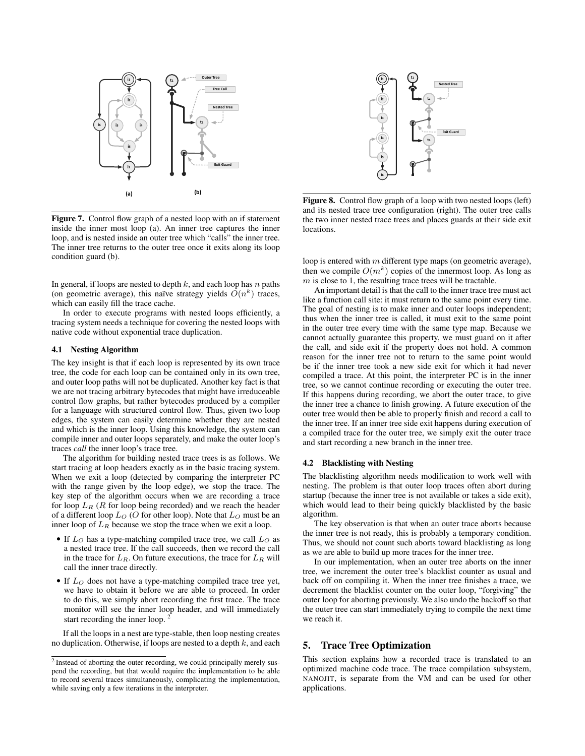**Figure 7.** Control flow graph of a nested loop with an if statement inside the inner most loop (a). An inner tree captures the inner loop, and is nested inside an outer tree which "calls" the inner tree. The inner tree returns to the outer tree once it exits along its loop condition guard (b).

In general, if loops are nested to depth $k$, and each loop has $n$ paths (on geometric average), this naïve strategy yields $O(n^k)$ traces, which can easily fill the trace cache.

In order to execute programs with nested loops efficiently, a tracing system needs a technique for covering the nested loops with native code without exponential trace duplication.

### 4.1 Nesting Algorithm

The key insight is that if each loop is represented by its own trace tree, the code for each loop can be contained only in its own tree, and outer loop paths will not be duplicated. Another key fact is that we are not tracing arbitrary bytecodes that might have irreduceable control flow graphs, but rather bytecodes produced by a compiler for a language with structured control flow. Thus, given two loop edges, the system can easily determine whether they are nested and which is the inner loop. Using this knowledge, the system can compile inner and outer loops separately, and make the outer loop's traces *call* the inner loop's trace tree.

The algorithm for building nested trace trees is as follows. We start tracing at loop headers exactly as in the basic tracing system. When we exit a loop (detected by comparing the interpreter PC with the range given by the loop edge), we stop the trace. The key step of the algorithm occurs when we are recording a trace for loop $L_R$ ($R$ for loop being recorded) and we reach the header of a different loop $L_O$ ($O$ for other loop). Note that $L_O$ must be an inner loop of $L_R$ because we stop the trace when we exit a loop.

- If $L_O$ has a type-matching compiled trace tree, we call $L_O$ as a nested trace tree. If the call succeeds, then we record the call in the trace for $L_R$. On future executions, the trace for $L_R$ will call the inner trace directly.
- If $L_O$ does not have a type-matching compiled trace tree yet, we have to obtain it before we are able to proceed. In order to do this, we simply abort recording the first trace. The trace monitor will see the inner loop header, and will immediately start recording the inner loop. [2]

If all the loops in a nest are type-stable, then loop nesting creates no duplication. Otherwise, if loops are nested to a depth $k$, and each loop is entered with $m$ different type maps (on geometric average), then we compile $O(m^k)$ copies of the innermost loop. As long as $m$ is close to 1, the resulting trace trees will be tractable.

An important detail is that the call to the inner trace tree must act like a function call site: it must return to the same point every time. The goal of nesting is to make inner and outer loops independent; thus when the inner tree is called, it must exit to the same point in the outer tree every time with the same type map. Because we cannot actually guarantee this property, we must guard on it after the call, and side exit if the property does not hold. A common reason for the inner tree not to return to the same point would be if the inner tree took a new side exit for which it had never compiled a trace. At this point, the interpreter PC is in the inner tree, so we cannot continue recording or executing the outer tree. If this happens during recording, we abort the outer trace, to give the inner tree a chance to finish growing. A future execution of the outer tree would then be able to properly finish and record a call to the inner tree. If an inner tree side exit happens during execution of a compiled trace for the outer tree, we simply exit the outer trace and start recording a new branch in the inner tree.

[2] Instead of aborting the outer recording, we could principally merely suspend the recording, but that would require the implementation to be able to record several traces simultaneously, complicating the implementation, while saving only a few iterations in the interpreter.

**Figure 8.** Control flow graph of a loop with two nested loops (left) and its nested trace tree configuration (right). The outer tree calls the two inner nested trace trees and places guards at their side exit locations.

### 4.2 Blacklisting with Nesting

The blacklisting algorithm needs modification to work well with nesting. The problem is that outer loop traces often abort during startup (because the inner tree is not available or takes a side exit), which would lead to their being quickly blacklisted by the basic algorithm.

The key observation is that when an outer trace aborts because the inner tree is not ready, this is probably a temporary condition. Thus, we should not count such aborts toward blacklisting as long as we are able to build up more traces for the inner tree.

In our implementation, when an outer tree aborts on the inner tree, we increment the outer tree's blacklist counter as usual and back off on compiling it. When the inner tree finishes a trace, we decrement the blacklist counter on the outer loop, "forgiving" the outer loop for aborting previously. We also undo the backoff so that the outer tree can start immediately trying to compile the next time we reach it.

## 5. Trace Tree Optimization

This section explains how a recorded trace is translated to an optimized machine code trace. The trace compilation subsystem, NANOJIT, is separate from the VM and can be used for other applications.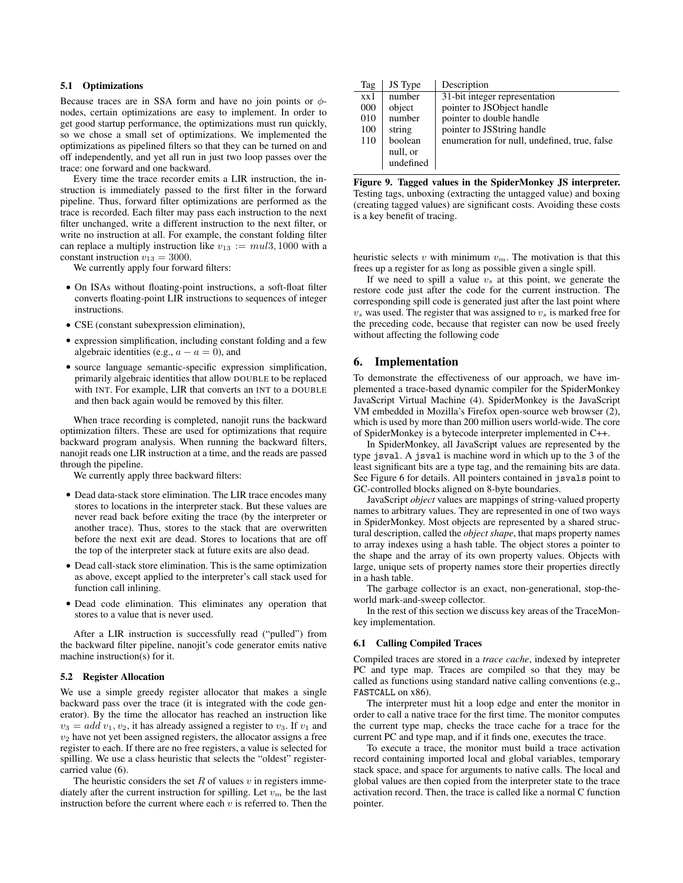### 5.1 Optimizations

Because traces are in SSA form and have no join points or $\phi$-nodes, certain optimizations are easy to implement. In order to get good startup performance, the optimizations must run quickly, so we chose a small set of optimizations. We implemented the optimizations as pipelined filters so that they can be turned on and off independently, and yet all run in just two loop passes over the trace: one forward and one backward.

Every time the trace recorder emits a LIR instruction, the instruction is immediately passed to the first filter in the forward pipeline. Thus, forward filter optimizations are performed as the trace is recorded. Each filter may pass each instruction to the next filter unchanged, write a different instruction to the next filter, or write no instruction at all. For example, the constant folding filter can replace a multiply instruction like $v_{13} := mul3, 1000$ with a constant instruction $v_{13} = 3000$.

We currently apply four forward filters:

- On ISAs without floating-point instructions, a soft-float filter converts floating-point LIR instructions to sequences of integer instructions.
- CSE (constant subexpression elimination),
- expression simplification, including constant folding and a few algebraic identities (e.g., $a - a = 0$), and
- source language semantic-specific expression simplification, primarily algebraic identities that allow DOUBLE to be replaced with INT. For example, LIR that converts an INT to a DOUBLE and then back again would be removed by this filter.

When trace recording is completed, nanojit runs the backward optimization filters. These are used for optimizations that require backward program analysis. When running the backward filters, nanojit reads one LIR instruction at a time, and the reads are passed through the pipeline.

We currently apply three backward filters:

- Dead data-stack store elimination. The LIR trace encodes many stores to locations in the interpreter stack. But these values are never read back before exiting the trace (by the interpreter or another trace). Thus, stores to the stack that are overwritten before the next exit are dead. Stores to locations that are off the top of the interpreter stack at future exits are also dead.
- Dead call-stack store elimination. This is the same optimization as above, except applied to the interpreter's call stack used for function call inlining.
- Dead code elimination. This eliminates any operation that stores to a value that is never used.

After a LIR instruction is successfully read ("pulled") from the backward filter pipeline, nanojit's code generator emits native machine instruction(s) for it.

### 5.2 Register Allocation

We use a simple greedy register allocator that makes a single backward pass over the trace (it is integrated with the code generator). By the time the allocator has reached an instruction like $v_3 = add\ v_1, v_2$, it has already assigned a register to $v_3$. If $v_1$ and $v_2$ have not yet been assigned registers, the allocator assigns a free register to each. If there are no free registers, a value is selected for spilling. We use a class heuristic that selects the "oldest" register-carried value (6).

The heuristic considers the set $R$ of values $v$ in registers immediately after the current instruction for spilling. Let $v_m$ be the last instruction before the current where each $v$ is referred to. Then the heuristic selects $v$ with minimum $v_m$. The motivation is that this frees up a register for as long as possible given a single spill.

If we need to spill a value $v_s$ at this point, we generate the restore code just after the code for the current instruction. The corresponding spill code is generated just after the last point where $v_s$ was used. The register that was assigned to $v_s$ is marked free for the preceding code, because that register can now be used freely without affecting the following code

| Tag | JS Type | Description |
|---|---|---|
| xx1 | number | 31-bit integer representation |
| 000 | object | pointer to JSObject handle |
| 010 | number | pointer to double handle |
| 100 | string | pointer to JSString handle |
| 110 | boolean null, or undefined | enumeration for null, undefined, true, false |

**Figure 9. Tagged values in the SpiderMonkey JS interpreter.** Testing tags, unboxing (extracting the untagged value) and boxing (creating tagged values) are significant costs. Avoiding these costs is a key benefit of tracing.

## 6. Implementation

To demonstrate the effectiveness of our approach, we have implemented a trace-based dynamic compiler for the SpiderMonkey JavaScript Virtual Machine (4). SpiderMonkey is the JavaScript VM embedded in Mozilla's Firefox open-source web browser (2), which is used by more than 200 million users world-wide. The core of SpiderMonkey is a bytecode interpreter implemented in C++.

In SpiderMonkey, all JavaScript values are represented by the type `jsval`. A `jsval` is machine word in which up to the 3 of the least significant bits are a type tag, and the remaining bits are data. See Figure 6 for details. All pointers contained in `jsvals` point to GC-controlled blocks aligned on 8-byte boundaries.

JavaScript *object* values are mappings of string-valued property names to arbitrary values. They are represented in one of two ways in SpiderMonkey. Most objects are represented by a shared structural description, called the *object shape*, that maps property names to array indexes using a hash table. The object stores a pointer to the shape and the array of its own property values. Objects with large, unique sets of property names store their properties directly in a hash table.

The garbage collector is an exact, non-generational, stop-the-world mark-and-sweep collector.

In the rest of this section we discuss key areas of the TraceMonkey implementation.

### 6.1 Calling Compiled Traces

Compiled traces are stored in a *trace cache*, indexed by intepreter PC and type map. Traces are compiled so that they may be called as functions using standard native calling conventions (e.g., `FASTCALL` on x86).

The interpreter must hit a loop edge and enter the monitor in order to call a native trace for the first time. The monitor computes the current type map, checks the trace cache for a trace for the current PC and type map, and if it finds one, executes the trace.

To execute a trace, the monitor must build a trace activation record containing imported local and global variables, temporary stack space, and space for arguments to native calls. The local and global values are then copied from the interpreter state to the trace activation record. Then, the trace is called like a normal C function pointer.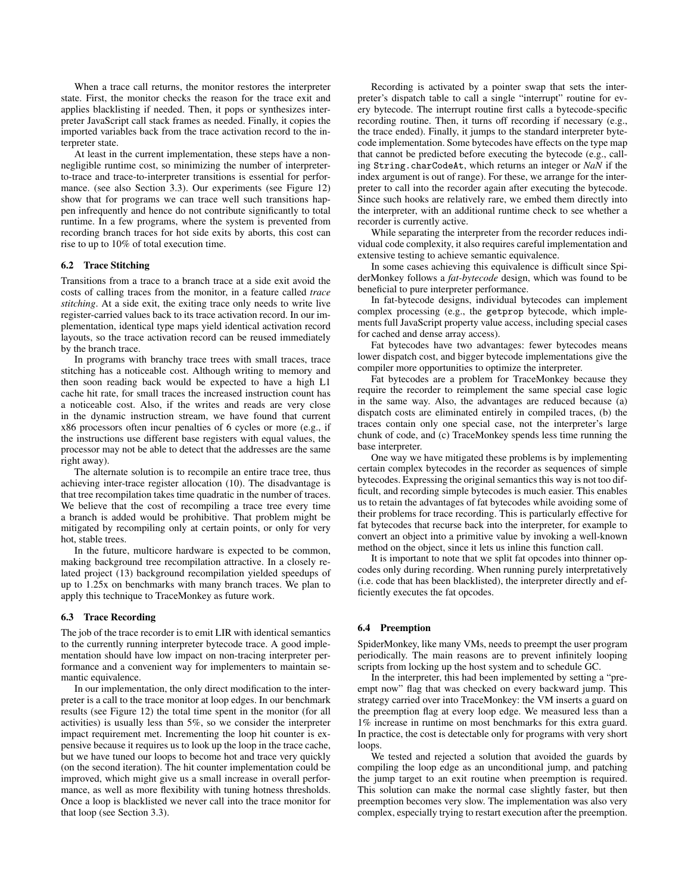When a trace call returns, the monitor restores the interpreter state. First, the monitor checks the reason for the trace exit and applies blacklisting if needed. Then, it pops or synthesizes interpreter JavaScript call stack frames as needed. Finally, it copies the imported variables back from the trace activation record to the interpreter state.

At least in the current implementation, these steps have a non-negligible runtime cost, so minimizing the number of interpreter-to-trace and trace-to-interpreter transitions is essential for performance. (see also Section 3.3). Our experiments (see Figure 12) show that for programs we can trace well such transitions happen infrequently and hence do not contribute significantly to total runtime. In a few programs, where the system is prevented from recording branch traces for hot side exits by aborts, this cost can rise to up to 10% of total execution time.

### 6.2 Trace Stitching

Transitions from a trace to a branch trace at a side exit avoid the costs of calling traces from the monitor, in a feature called *trace stitching*. At a side exit, the exiting trace only needs to write live register-carried values back to its trace activation record. In our implementation, identical type maps yield identical activation record layouts, so the trace activation record can be reused immediately by the branch trace.

In programs with branchy trace trees with small traces, trace stitching has a noticeable cost. Although writing to memory and then soon reading back would be expected to have a high L1 cache hit rate, for small traces the increased instruction count has a noticeable cost. Also, if the writes and reads are very close in the dynamic instruction stream, we have found that current x86 processors often incur penalties of 6 cycles or more (e.g., if the instructions use different base registers with equal values, the processor may not be able to detect that the addresses are the same right away).

The alternate solution is to recompile an entire trace tree, thus achieving inter-trace register allocation (10). The disadvantage is that tree recompilation takes time quadratic in the number of traces. We believe that the cost of recompiling a trace tree every time a branch is added would be prohibitive. That problem might be mitigated by recompiling only at certain points, or only for very hot, stable trees.

In the future, multicore hardware is expected to be common, making background tree recompilation attractive. In a closely related project (13) background recompilation yielded speedups of up to 1.25x on benchmarks with many branch traces. We plan to apply this technique to TraceMonkey as future work.

### 6.3 Trace Recording

The job of the trace recorder is to emit LIR with identical semantics to the currently running interpreter bytecode trace. A good implementation should have low impact on non-tracing interpreter performance and a convenient way for implementers to maintain semantic equivalence.

In our implementation, the only direct modification to the interpreter is a call to the trace monitor at loop edges. In our benchmark results (see Figure 12) the total time spent in the monitor (for all activities) is usually less than 5%, so we consider the interpreter impact requirement met. Incrementing the loop hit counter is expensive because it requires us to look up the loop in the trace cache, but we have tuned our loops to become hot and trace very quickly (on the second iteration). The hit counter implementation could be improved, which might give us a small increase in overall performance, as well as more flexibility with tuning hotness thresholds. Once a loop is blacklisted we never call into the trace monitor for that loop (see Section 3.3).

Recording is activated by a pointer swap that sets the interpreter's dispatch table to call a single "interrupt" routine for every bytecode. The interrupt routine first calls a bytecode-specific recording routine. Then, it turns off recording if necessary (e.g., the trace ended). Finally, it jumps to the standard interpreter bytecode implementation. Some bytecodes have effects on the type map that cannot be predicted before executing the bytecode (e.g., calling `String.charCodeAt`, which returns an integer or *NaN* if the index argument is out of range). For these, we arrange for the interpreter to call into the recorder again after executing the bytecode. Since such hooks are relatively rare, we embed them directly into the interpreter, with an additional runtime check to see whether a recorder is currently active.

While separating the interpreter from the recorder reduces individual code complexity, it also requires careful implementation and extensive testing to achieve semantic equivalence.

In some cases achieving this equivalence is difficult since SpiderMonkey follows a *fat-bytecode* design, which was found to be beneficial to pure interpreter performance.

In fat-bytecode designs, individual bytecodes can implement complex processing (e.g., the `getprop` bytecode, which implements full JavaScript property value access, including special cases for cached and dense array access).

Fat bytecodes have two advantages: fewer bytecodes means lower dispatch cost, and bigger bytecode implementations give the compiler more opportunities to optimize the interpreter.

Fat bytecodes are a problem for TraceMonkey because they require the recorder to reimplement the same special case logic in the same way. Also, the advantages are reduced because (a) dispatch costs are eliminated entirely in compiled traces, (b) the traces contain only one special case, not the interpreter's large chunk of code, and (c) TraceMonkey spends less time running the base interpreter.

One way we have mitigated these problems is by implementing certain complex bytecodes in the recorder as sequences of simple bytecodes. Expressing the original semantics this way is not too difficult, and recording simple bytecodes is much easier. This enables us to retain the advantages of fat bytecodes while avoiding some of their problems for trace recording. This is particularly effective for fat bytecodes that recurse back into the interpreter, for example to convert an object into a primitive value by invoking a well-known method on the object, since it lets us inline this function call.

It is important to note that we split fat opcodes into thinner opcodes only during recording. When running purely interpretatively (i.e. code that has been blacklisted), the interpreter directly and efficiently executes the fat opcodes.

### 6.4 Preemption

SpiderMonkey, like many VMs, needs to preempt the user program periodically. The main reasons are to prevent infinitely looping scripts from locking up the host system and to schedule GC.

In the interpreter, this had been implemented by setting a "preempt now" flag that was checked on every backward jump. This strategy carried over into TraceMonkey: the VM inserts a guard on the preemption flag at every loop edge. We measured less than a 1% increase in runtime on most benchmarks for this extra guard. In practice, the cost is detectable only for programs with very short loops.

We tested and rejected a solution that avoided the guards by compiling the loop edge as an unconditional jump, and patching the jump target to an exit routine when preemption is required. This solution can make the normal case slightly faster, but then preemption becomes very slow. The implementation was also very complex, especially trying to restart execution after the preemption.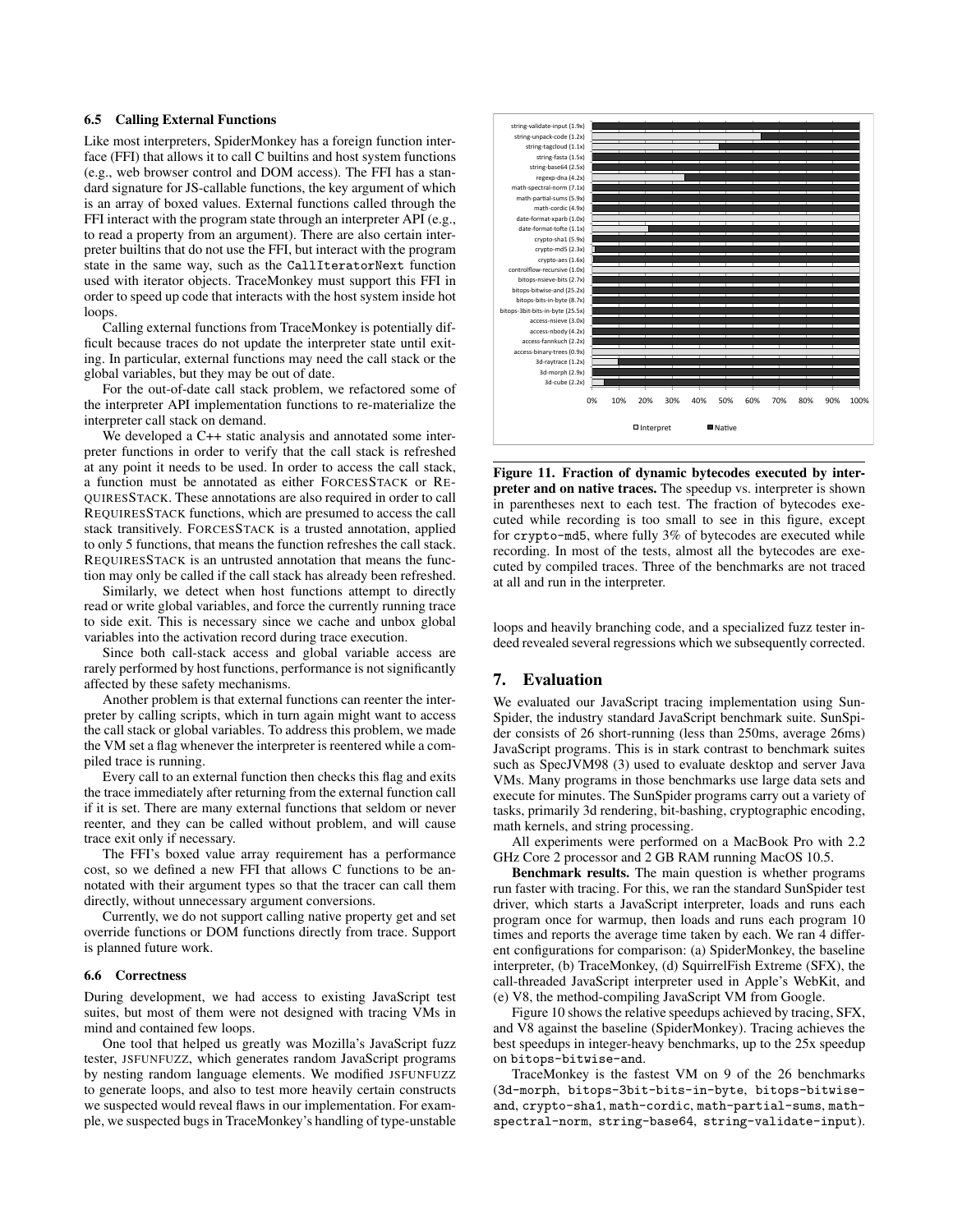### 6.5 Calling External Functions

Like most interpreters, SpiderMonkey has a foreign function interface (FFI) that allows it to call C builtins and host system functions (e.g., web browser control and DOM access). The FFI has a standard signature for JS-callable functions, the key argument of which is an array of boxed values. External functions called through the FFI interact with the program state through an interpreter API (e.g., to read a property from an argument). There are also certain interpreter builtins that do not use the FFI, but interact with the program state in the same way, such as the `CallIteratorNext` function used with iterator objects. TraceMonkey must support this FFI in order to speed up code that interacts with the host system inside hot loops.

Calling external functions from TraceMonkey is potentially difficult because traces do not update the interpreter state until exiting. In particular, external functions may need the call stack or the global variables, but they may be out of date.

For the out-of-date call stack problem, we refactored some of the interpreter API implementation functions to re-materialize the interpreter call stack on demand.

We developed a C++ static analysis and annotated some interpreter functions in order to verify that the call stack is refreshed at any point it needs to be used. In order to access the call stack, a function must be annotated as either FORCESSTACK or REQUIRESSTACK. These annotations are also required in order to call REQUIRESSTACK functions, which are presumed to access the call stack transitively. FORCESSTACK is a trusted annotation, applied to only 5 functions, that means the function refreshes the call stack. REQUIRESSTACK is an untrusted annotation that means the function may only be called if the call stack has already been refreshed.

Similarly, we detect when host functions attempt to directly read or write global variables, and force the currently running trace to side exit. This is necessary since we cache and unbox global variables into the activation record during trace execution.

Since both call-stack access and global variable access are rarely performed by host functions, performance is not significantly affected by these safety mechanisms.

Another problem is that external functions can reenter the interpreter by calling scripts, which in turn again might want to access the call stack or global variables. To address this problem, we made the VM set a flag whenever the interpreter is reentered while a compiled trace is running.

Every call to an external function then checks this flag and exits the trace immediately after returning from the external function call if it is set. There are many external functions that seldom or never reenter, and they can be called without problem, and will cause trace exit only if necessary.

The FFI's boxed value array requirement has a performance cost, so we defined a new FFI that allows C functions to be annotated with their argument types so that the tracer can call them directly, without unnecessary argument conversions.

Currently, we do not support calling native property get and set override functions or DOM functions directly from trace. Support is planned future work.

### 6.6 Correctness

During development, we had access to existing JavaScript test suites, but most of them were not designed with tracing VMs in mind and contained few loops.

One tool that helped us greatly was Mozilla's JavaScript fuzz tester, JSFUNFUZZ, which generates random JavaScript programs by nesting random language elements. We modified JSFUNFUZZ to generate loops, and also to test more heavily certain constructs we suspected would reveal flaws in our implementation. For example, we suspected bugs in TraceMonkey's handling of type-unstable loops and heavily branching code, and a specialized fuzz tester indeed revealed several regressions which we subsequently corrected.

**Figure 11. Fraction of dynamic bytecodes executed by interpreter and on native traces.** The speedup vs. interpreter is shown in parentheses next to each test. The fraction of bytecodes executed while recording is too small to see in this figure, except for `crypto-md5`, where fully 3% of bytecodes are executed while recording. In most of the tests, almost all the bytecodes are executed by compiled traces. Three of the benchmarks are not traced at all and run in the interpreter.

## 7. Evaluation

We evaluated our JavaScript tracing implementation using SunSpider, the industry standard JavaScript benchmark suite. SunSpider consists of 26 short-running (less than 250ms, average 26ms) JavaScript programs. This is in stark contrast to benchmark suites such as SpecJVM98 (3) used to evaluate desktop and server Java VMs. Many programs in those benchmarks use large data sets and execute for minutes. The SunSpider programs carry out a variety of tasks, primarily 3d rendering, bit-bashing, cryptographic encoding, math kernels, and string processing.

All experiments were performed on a MacBook Pro with 2.2 GHz Core 2 processor and 2 GB RAM running MacOS 10.5.

**Benchmark results.** The main question is whether programs run faster with tracing. For this, we ran the standard SunSpider test driver, which starts a JavaScript interpreter, loads and runs each program once for warmup, then loads and runs each program 10 times and reports the average time taken by each. We ran 4 different configurations for comparison: (a) SpiderMonkey, the baseline interpreter, (b) TraceMonkey, (d) SquirrelFish Extreme (SFX), the call-threaded JavaScript interpreter used in Apple's WebKit, and (e) V8, the method-compiling JavaScript VM from Google.

Figure 10 shows the relative speedups achieved by tracing, SFX, and V8 against the baseline (SpiderMonkey). Tracing achieves the best speedups in integer-heavy benchmarks, up to the 25x speedup on `bitops-bitwise-and`.

TraceMonkey is the fastest VM on 9 of the 26 benchmarks (`3d-morph`, `bitops-3bit-bits-in-byte`, `bitops-bitwise-and`, `crypto-sha1`, `math-cordic`, `math-partial-sums`, `math-spectral-norm`, `string-base64`, `string-validate-input`).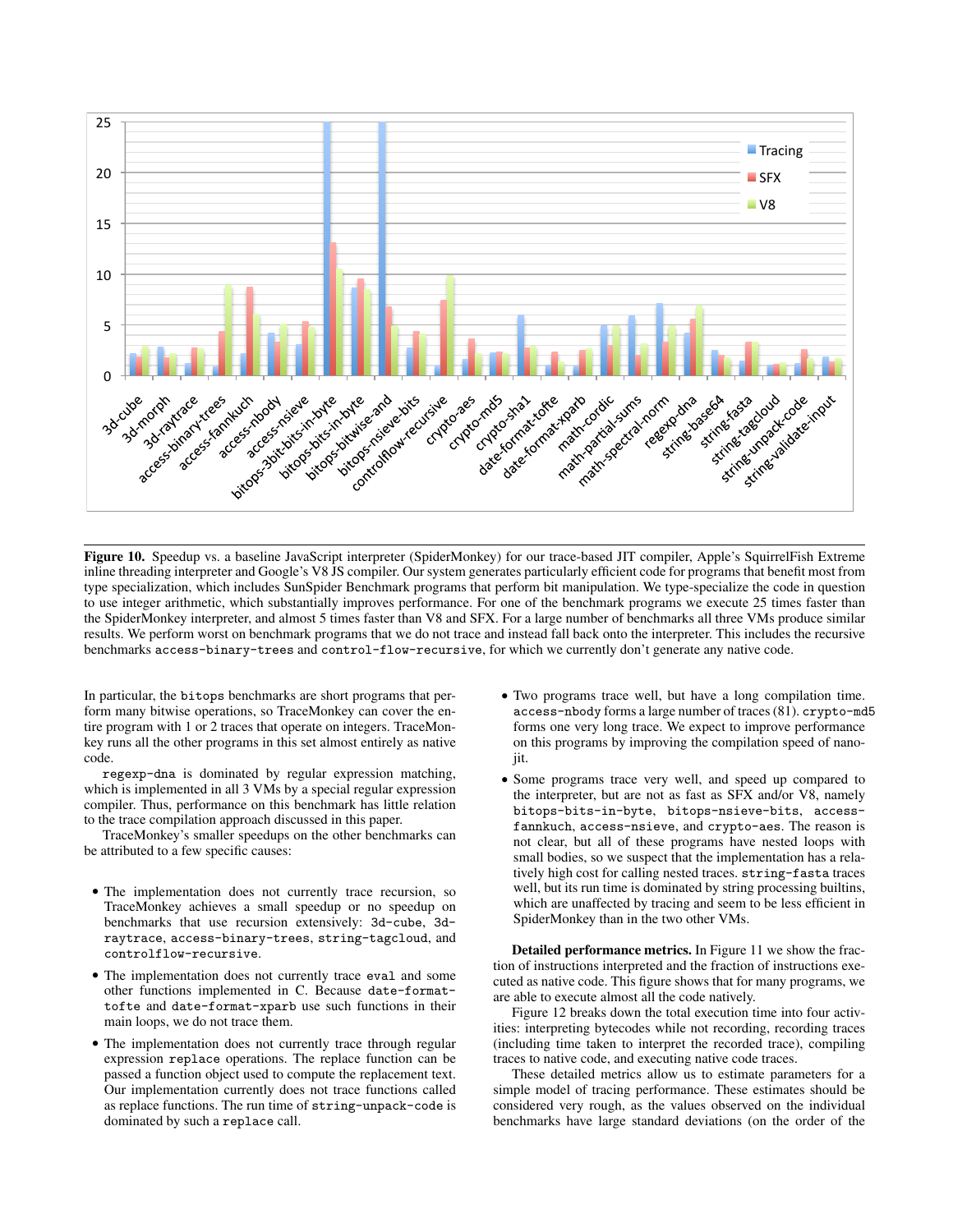**Figure 10.** Speedup vs. a baseline JavaScript interpreter (SpiderMonkey) for our trace-based JIT compiler, Apple's SquirrelFish Extreme inline threading interpreter and Google's V8 JS compiler. Our system generates particularly efficient code for programs that benefit most from type specialization, which includes SunSpider Benchmark programs that perform bit manipulation. We type-specialize the code in question to use integer arithmetic, which substantially improves performance. For one of the benchmark programs we execute 25 times faster than the SpiderMonkey interpreter, and almost 5 times faster than V8 and SFX. For a large number of benchmarks all three VMs produce similar results. We perform worst on benchmark programs that we do not trace and instead fall back onto the interpreter. This includes the recursive benchmarks `access-binary-trees` and `control-flow-recursive`, for which we currently don't generate any native code.

In particular, the `bitops` benchmarks are short programs that perform many bitwise operations, so TraceMonkey can cover the entire program with 1 or 2 traces that operate on integers. TraceMonkey runs all the other programs in this set almost entirely as native code.

`regexp-dna` is dominated by regular expression matching, which is implemented in all 3 VMs by a special regular expression compiler. Thus, performance on this benchmark has little relation to the trace compilation approach discussed in this paper.

TraceMonkey's smaller speedups on the other benchmarks can be attributed to a few specific causes:

- The implementation does not currently trace recursion, so TraceMonkey achieves a small speedup or no speedup on benchmarks that use recursion extensively: `3d-cube`, `3d-raytrace`, `access-binary-trees`, `string-tagcloud`, and `controlflow-recursive`.
- The implementation does not currently trace `eval` and some other functions implemented in C. Because `date-format-tofte` and `date-format-xparb` use such functions in their main loops, we do not trace them.
- The implementation does not currently trace through regular expression `replace` operations. The replace function can be passed a function object used to compute the replacement text. Our implementation currently does not trace functions called as replace functions. The run time of `string-unpack-code` is dominated by such a `replace` call.
- Two programs trace well, but have a long compilation time. `access-nbody` forms a large number of traces (81). `crypto-md5` forms one very long trace. We expect to improve performance on this programs by improving the compilation speed of nanojit.
- Some programs trace very well, and speed up compared to the interpreter, but are not as fast as SFX and/or V8, namely `bitops-bits-in-byte`, `bitops-nsieve-bits`, `access-fannkuch`, `access-nsieve`, and `crypto-aes`. The reason is not clear, but all of these programs have nested loops with small bodies, so we suspect that the implementation has a relatively high cost for calling nested traces. `string-fasta` traces well, but its run time is dominated by string processing builtins, which are unaffected by tracing and seem to be less efficient in SpiderMonkey than in the two other VMs.

**Detailed performance metrics.** In Figure 11 we show the fraction of instructions interpreted and the fraction of instructions executed as native code. This figure shows that for many programs, we are able to execute almost all the code natively.

Figure 12 breaks down the total execution time into four activities: interpreting bytecodes while not recording, recording traces (including time taken to interpret the recorded trace), compiling traces to native code, and executing native code traces.

These detailed metrics allow us to estimate parameters for a simple model of tracing performance. These estimates should be considered very rough, as the values observed on the individual benchmarks have large standard deviations (on the order of the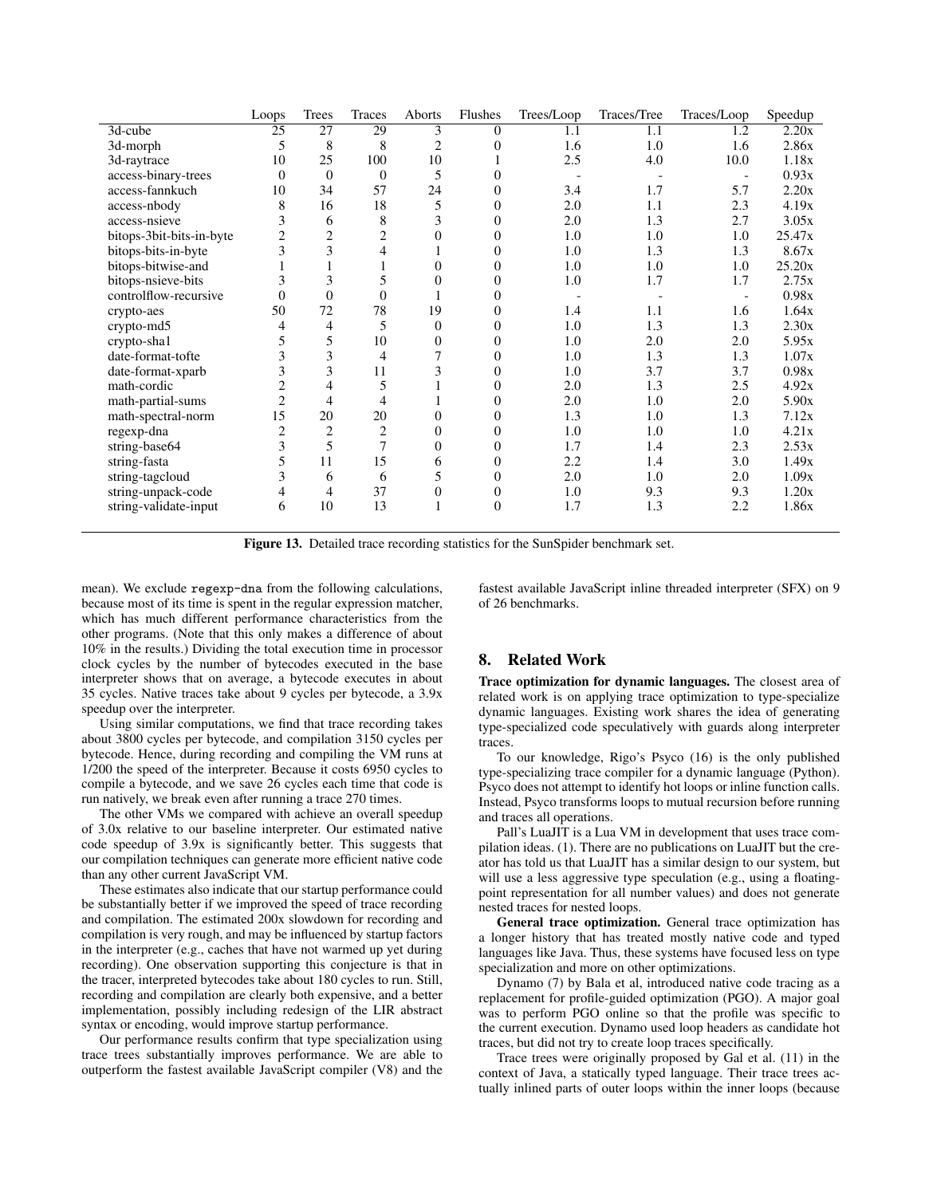| | Loops | Trees | Traces | Aborts | Flushes | Trees/Loop | Traces/Tree | Traces/Loop | Speedup |
|---|---|---|---|---|---|---|---|---|---|
| 3d-cube | 25 | 27 | 29 | 3 | 0 | 1.1 | 1.1 | 1.2 | 2.20x |
| 3d-morph | 5 | 8 | 8 | 2 | 0 | 1.6 | 1.0 | 1.6 | 2.86x |
| 3d-raytrace | 10 | 25 | 100 | 10 | 1 | 2.5 | 4.0 | 10.0 | 1.18x |
| access-binary-trees | 0 | 0 | 0 | 5 | 0 | - | - | - | 0.93x |
| access-fannkuch | 10 | 34 | 57 | 24 | 0 | 3.4 | 1.7 | 5.7 | 2.20x |
| access-nbody | 8 | 16 | 18 | 5 | 0 | 2.0 | 1.1 | 2.3 | 4.19x |
| access-nsieve | 3 | 6 | 8 | 3 | 0 | 2.0 | 1.3 | 2.7 | 3.05x |
| bitops-3bit-bits-in-byte | 2 | 2 | 2 | 0 | 0 | 1.0 | 1.0 | 1.0 | 25.47x |
| bitops-bits-in-byte | 3 | 3 | 4 | 1 | 0 | 1.0 | 1.3 | 1.3 | 8.67x |
| bitops-bitwise-and | 1 | 1 | 1 | 0 | 0 | 1.0 | 1.0 | 1.0 | 25.20x |
| bitops-nsieve-bits | 3 | 3 | 5 | 0 | 0 | 1.0 | 1.7 | 1.7 | 2.75x |
| controlflow-recursive | 0 | 0 | 0 | 1 | 0 | - | - | - | 0.98x |
| crypto-aes | 50 | 72 | 78 | 19 | 0 | 1.4 | 1.1 | 1.6 | 1.64x |
| crypto-md5 | 4 | 4 | 5 | 0 | 0 | 1.0 | 1.3 | 1.3 | 2.30x |
| crypto-sha1 | 5 | 5 | 10 | 0 | 0 | 1.0 | 2.0 | 2.0 | 5.95x |
| date-format-tofte | 3 | 3 | 4 | 7 | 0 | 1.0 | 1.3 | 1.3 | 1.07x |
| date-format-xparb | 3 | 3 | 11 | 3 | 0 | 1.0 | 3.7 | 3.7 | 0.98x |
| math-cordic | 2 | 4 | 5 | 1 | 0 | 2.0 | 1.3 | 2.5 | 4.92x |
| math-partial-sums | 2 | 4 | 4 | 1 | 0 | 2.0 | 1.0 | 2.0 | 5.90x |
| math-spectral-norm | 15 | 20 | 20 | 0 | 0 | 1.3 | 1.0 | 1.3 | 7.12x |
| regexp-dna | 2 | 2 | 2 | 0 | 0 | 1.0 | 1.0 | 1.0 | 4.21x |
| string-base64 | 3 | 5 | 7 | 0 | 0 | 1.7 | 1.4 | 2.3 | 2.53x |
| string-fasta | 5 | 11 | 15 | 6 | 0 | 2.2 | 1.4 | 3.0 | 1.49x |
| string-tagcloud | 3 | 6 | 6 | 5 | 0 | 2.0 | 1.0 | 2.0 | 1.09x |
| string-unpack-code | 4 | 4 | 37 | 0 | 0 | 1.0 | 9.3 | 9.3 | 1.20x |
| string-validate-input | 6 | 10 | 13 | 1 | 0 | 1.7 | 1.3 | 2.2 | 1.86x |

**Figure 13.** Detailed trace recording statistics for the SunSpider benchmark set.

mean). We exclude regexp-dna from the following calculations, because most of its time is spent in the regular expression matcher, which has much different performance characteristics from the other programs. (Note that this only makes a difference of about 10% in the results.) Dividing the total execution time in processor clock cycles by the number of bytecodes executed in the base interpreter shows that on average, a bytecode executes in about 35 cycles. Native traces take about 9 cycles per bytecode, a 3.9x speedup over the interpreter.

Using similar computations, we find that trace recording takes about 3800 cycles per bytecode, and compilation 3150 cycles per bytecode. Hence, during recording and compiling the VM runs at 1/200 the speed of the interpreter. Because it costs 6950 cycles to compile a bytecode, and we save 26 cycles each time that code is run natively, we break even after running a trace 270 times.

The other VMs we compared with achieve an overall speedup of 3.0x relative to our baseline interpreter. Our estimated native code speedup of 3.9x is significantly better. This suggests that our compilation techniques can generate more efficient native code than any other current JavaScript VM.

These estimates also indicate that our startup performance could be substantially better if we improved the speed of trace recording and compilation. The estimated 200x slowdown for recording and compilation is very rough, and may be influenced by startup factors in the interpreter (e.g., caches that have not warmed up yet during recording). One observation supporting this conjecture is that in the tracer, interpreted bytecodes take about 180 cycles to run. Still, recording and compilation are clearly both expensive, and a better implementation, possibly including redesign of the LIR abstract syntax or encoding, would improve startup performance.

Our performance results confirm that type specialization using trace trees substantially improves performance. We are able to outperform the fastest available JavaScript compiler (V8) and the fastest available JavaScript inline threaded interpreter (SFX) on 9 of 26 benchmarks.

## 8. Related Work

**Trace optimization for dynamic languages.** The closest area of related work is on applying trace optimization to type-specialize dynamic languages. Existing work shares the idea of generating type-specialized code speculatively with guards along interpreter traces.

To our knowledge, Rigo's Psyco (16) is the only published type-specializing trace compiler for a dynamic language (Python). Psyco does not attempt to identify hot loops or inline function calls. Instead, Psyco transforms loops to mutual recursion before running and traces all operations.

Pall's LuaJIT is a Lua VM in development that uses trace compilation ideas. (1). There are no publications on LuaJIT but the creator has told us that LuaJIT has a similar design to our system, but will use a less aggressive type speculation (e.g., using a floating-point representation for all number values) and does not generate nested traces for nested loops.

**General trace optimization.** General trace optimization has a longer history that has treated mostly native code and typed languages like Java. Thus, these systems have focused less on type specialization and more on other optimizations.

Dynamo (7) by Bala et al, introduced native code tracing as a replacement for profile-guided optimization (PGO). A major goal was to perform PGO online so that the profile was specific to the current execution. Dynamo used loop headers as candidate hot traces, but did not try to create loop traces specifically.

Trace trees were originally proposed by Gal et al. (11) in the context of Java, a statically typed language. Their trace trees actually inlined parts of outer loops within the inner loops (because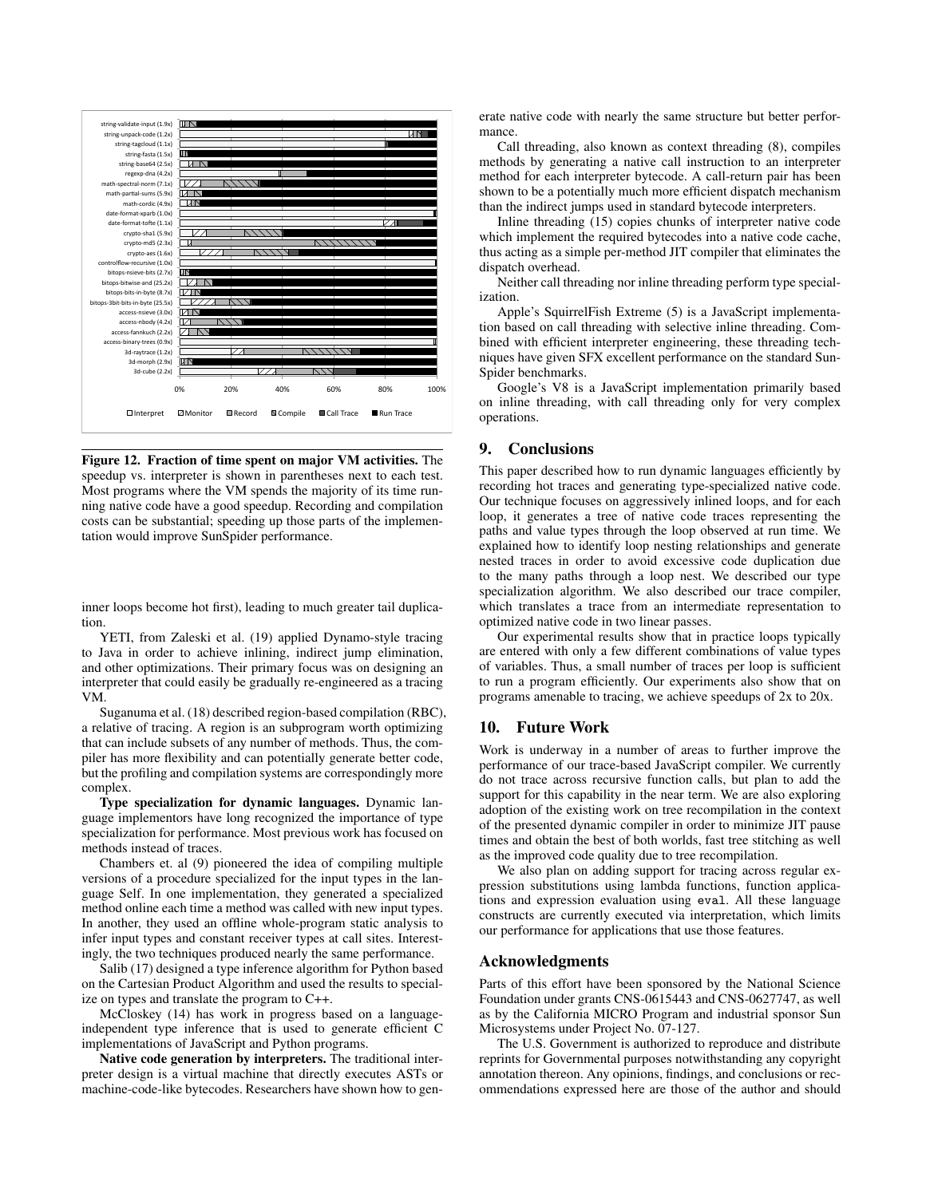string-validate-input (1.9x)
string-unpack-code (1.2x)
string-tagcloud (1.1x)
string-fasta (1.5x)
string-base64 (2.5x)
regexp-dna (4.2x)
math-spectral-norm (7.1x)
math-partial-sums (5.9x)
math-cordic (4.9x)
date-format-xparb (1.0x)
date-format-tofte (1.1x)
crypto-sha1 (5.9x)
crypto-md5 (2.3x)
crypto-aes (1.6x)
controlflow-recursive (1.0x)
bitops-nsieve-bits (2.7x)
bitops-bitwise-and (25.2x)
bitops-bits-in-byte (8.7x)
bitops-3bit-bits-in-byte (25.5x)
access-nsieve (3.0x)
access-nbody (4.2x)
access-fannkuch (2.2x)
access-binary-trees (0.9x)
3d-raytrace (1.2x)
3d-morph (2.9x)
3d-cube (2.2x)

0% 20% 40% 60% 80% 100%

Interpret Monitor Record Compile Call Trace Run Trace

**Figure 12. Fraction of time spent on major VM activities.** The speedup vs. interpreter is shown in parentheses next to each test. Most programs where the VM spends the majority of its time running native code have a good speedup. Recording and compilation costs can be substantial; speeding up those parts of the implementation would improve SunSpider performance.

inner loops become hot first), leading to much greater tail duplication.

YETI, from Zaleski et al. (19) applied Dynamo-style tracing to Java in order to achieve inlining, indirect jump elimination, and other optimizations. Their primary focus was on designing an interpreter that could easily be gradually re-engineered as a tracing VM.

Suganuma et al. (18) described region-based compilation (RBC), a relative of tracing. A region is an subprogram worth optimizing that can include subsets of any number of methods. Thus, the compiler has more flexibility and can potentially generate better code, but the profiling and compilation systems are correspondingly more complex.

**Type specialization for dynamic languages.** Dynamic language implementors have long recognized the importance of type specialization for performance. Most previous work has focused on methods instead of traces.

Chambers et. al (9) pioneered the idea of compiling multiple versions of a procedure specialized for the input types in the language Self. In one implementation, they generated a specialized method online each time a method was called with new input types. In another, they used an offline whole-program static analysis to infer input types and constant receiver types at call sites. Interestingly, the two techniques produced nearly the same performance.

Salib (17) designed a type inference algorithm for Python based on the Cartesian Product Algorithm and used the results to specialize on types and translate the program to C++.

McCloskey (14) has work in progress based on a language-independent type inference that is used to generate efficient C implementations of JavaScript and Python programs.

**Native code generation by interpreters.** The traditional interpreter design is a virtual machine that directly executes ASTs or machine-code-like bytecodes. Researchers have shown how to generate native code with nearly the same structure but better performance.

Call threading, also known as context threading (8), compiles methods by generating a native call instruction to an interpreter method for each interpreter bytecode. A call-return pair has been shown to be a potentially much more efficient dispatch mechanism than the indirect jumps used in standard bytecode interpreters.

Inline threading (15) copies chunks of interpreter native code which implement the required bytecodes into a native code cache, thus acting as a simple per-method JIT compiler that eliminates the dispatch overhead.

Neither call threading nor inline threading perform type specialization.

Apple's SquirrelFish Extreme (5) is a JavaScript implementation based on call threading with selective inline threading. Combined with efficient interpreter engineering, these threading techniques have given SFX excellent performance on the standard SunSpider benchmarks.

Google's V8 is a JavaScript implementation primarily based on inline threading, with call threading only for very complex operations.

## 9. Conclusions

This paper described how to run dynamic languages efficiently by recording hot traces and generating type-specialized native code. Our technique focuses on aggressively inlined loops, and for each loop, it generates a tree of native code traces representing the paths and value types through the loop observed at run time. We explained how to identify loop nesting relationships and generate nested traces in order to avoid excessive code duplication due to the many paths through a loop nest. We described our type specialization algorithm. We also described our trace compiler, which translates a trace from an intermediate representation to optimized native code in two linear passes.

Our experimental results show that in practice loops typically are entered with only a few different combinations of value types of variables. Thus, a small number of traces per loop is sufficient to run a program efficiently. Our experiments also show that on programs amenable to tracing, we achieve speedups of 2x to 20x.

## 10. Future Work

Work is underway in a number of areas to further improve the performance of our trace-based JavaScript compiler. We currently do not trace across recursive function calls, but plan to add the support for this capability in the near term. We are also exploring adoption of the existing work on tree recompilation in the context of the presented dynamic compiler in order to minimize JIT pause times and obtain the best of both worlds, fast tree stitching as well as the improved code quality due to tree recompilation.

We also plan on adding support for tracing across regular expression substitutions using lambda functions, function applications and expression evaluation using `eval`. All these language constructs are currently executed via interpretation, which limits our performance for applications that use those features.

## Acknowledgments

Parts of this effort have been sponsored by the National Science Foundation under grants CNS-0615443 and CNS-0627747, as well as by the California MICRO Program and industrial sponsor Sun Microsystems under Project No. 07-127.

The U.S. Government is authorized to reproduce and distribute reprints for Governmental purposes notwithstanding any copyright annotation thereon. Any opinions, findings, and conclusions or recommendations expressed here are those of the author and should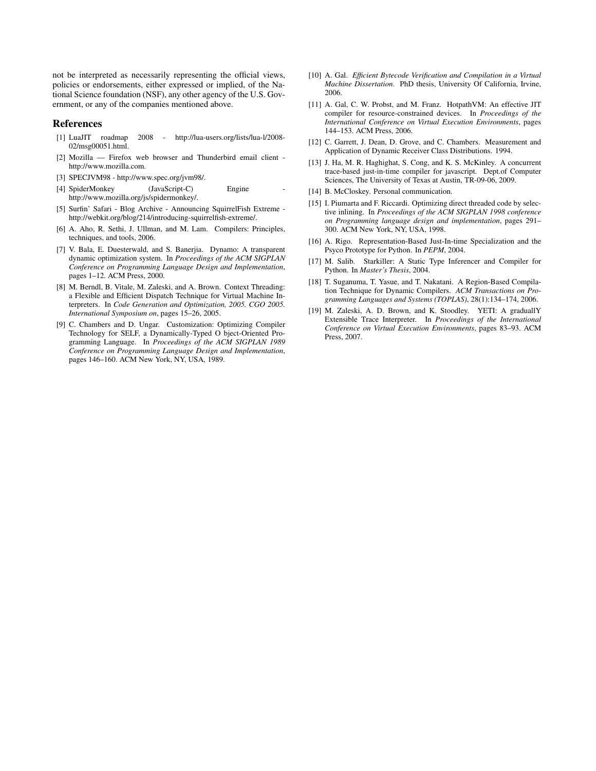not be interpreted as necessarily representing the official views, policies or endorsements, either expressed or implied, of the National Science foundation (NSF), any other agency of the U.S. Government, or any of the companies mentioned above.

## References

[1] LuaJIT roadmap 2008 - http://lua-users.org/lists/lua-l/2008-02/msg00051.html.

[2] Mozilla — Firefox web browser and Thunderbird email client - http://www.mozilla.com.

[3] SPECJVM98 - http://www.spec.org/jvm98/.

[4] SpiderMonkey (JavaScript-C) Engine - http://www.mozilla.org/js/spidermonkey/.

[5] Surfin' Safari - Blog Archive - Announcing SquirrelFish Extreme - http://webkit.org/blog/214/introducing-squirrelfish-extreme/.

[6] A. Aho, R. Sethi, J. Ullman, and M. Lam. Compilers: Principles, techniques, and tools, 2006.

[7] V. Bala, E. Duesterwald, and S. Banerjia. Dynamo: A transparent dynamic optimization system. In *Proceedings of the ACM SIGPLAN Conference on Programming Language Design and Implementation*, pages 1–12. ACM Press, 2000.

[8] M. Berndl, B. Vitale, M. Zaleski, and A. Brown. Context Threading: a Flexible and Efficient Dispatch Technique for Virtual Machine Interpreters. In *Code Generation and Optimization, 2005. CGO 2005. International Symposium on*, pages 15–26, 2005.

[9] C. Chambers and D. Ungar. Customization: Optimizing Compiler Technology for SELF, a Dynamically-Typed O bject-Oriented Programming Language. In *Proceedings of the ACM SIGPLAN 1989 Conference on Programming Language Design and Implementation*, pages 146–160. ACM New York, NY, USA, 1989.

[10] A. Gal. *Efficient Bytecode Verification and Compilation in a Virtual Machine Dissertation*. PhD thesis, University Of California, Irvine, 2006.

[11] A. Gal, C. W. Probst, and M. Franz. HotpathVM: An effective JIT compiler for resource-constrained devices. In *Proceedings of the International Conference on Virtual Execution Environments*, pages 144–153. ACM Press, 2006.

[12] C. Garrett, J. Dean, D. Grove, and C. Chambers. Measurement and Application of Dynamic Receiver Class Distributions. 1994.

[13] J. Ha, M. R. Haghighat, S. Cong, and K. S. McKinley. A concurrent trace-based just-in-time compiler for javascript. Dept.of Computer Sciences, The University of Texas at Austin, TR-09-06, 2009.

[14] B. McCloskey. Personal communication.

[15] I. Piumarta and F. Riccardi. Optimizing direct threaded code by selective inlining. In *Proceedings of the ACM SIGPLAN 1998 conference on Programming language design and implementation*, pages 291–300. ACM New York, NY, USA, 1998.

[16] A. Rigo. Representation-Based Just-In-time Specialization and the Psyco Prototype for Python. In *PEPM*, 2004.

[17] M. Salib. Starkiller: A Static Type Inferencer and Compiler for Python. In *Master's Thesis*, 2004.

[18] T. Suganuma, T. Yasue, and T. Nakatani. A Region-Based Compilation Technique for Dynamic Compilers. *ACM Transactions on Programming Languages and Systems (TOPLAS)*, 28(1):134–174, 2006.

[19] M. Zaleski, A. D. Brown, and K. Stoodley. YETI: A graduallY Extensible Trace Interpreter. In *Proceedings of the International Conference on Virtual Execution Environments*, pages 83–93. ACM Press, 2007.